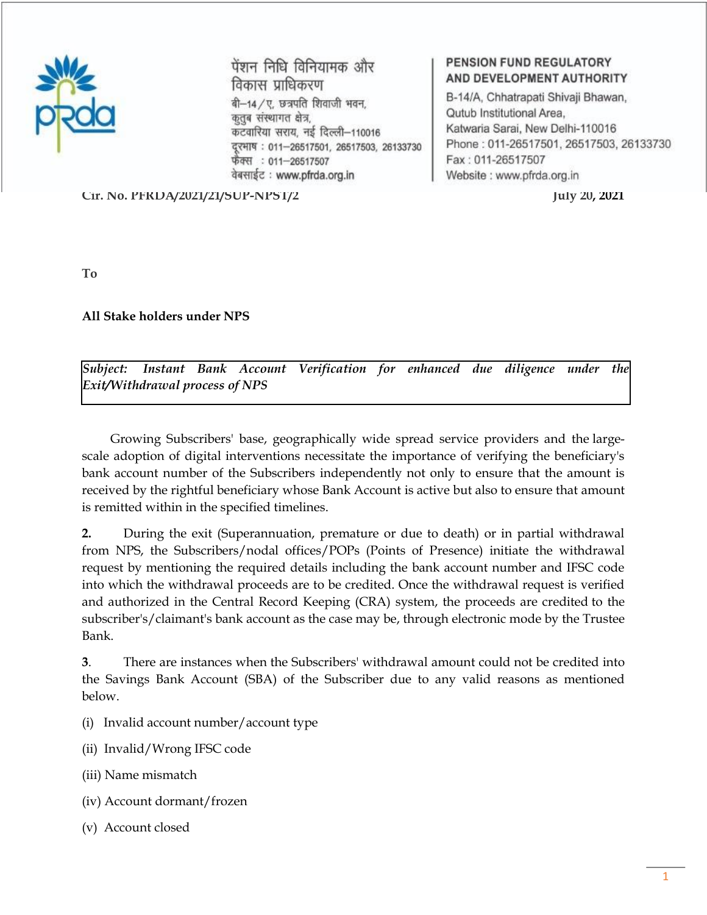पेंशन निधि विनियामक और विकास प्राधिकरण
बी–14/ए, छत्रपति शिवाजी भवन,
कुतुब संस्थागत क्षेत्र,
कटवारिया सराय, नई दिल्ली–110016
दूरभाष : 011–26517501, 26517503, 26133730
फ़ैक्स : 011–26517507
वेबसाईट : www.pfrda.org.in

**PENSION FUND REGULATORY AND DEVELOPMENT AUTHORITY**
B-14/A, Chhatrapati Shivaji Bhawan,
Qutub Institutional Area,
Katwaria Sarai, New Delhi-110016
Phone : 011-26517501, 26517503, 26133730
Fax : 011-26517507
Website : www.pfrda.org.in

**Cir. No. PFRDA/2021/21/SUP-NPST/2** **July 20, 2021**

**To**

**All Stake holders under NPS**

*Subject: Instant Bank Account Verification for enhanced due diligence under the Exit/Withdrawal process of NPS*

Growing Subscribers' base, geographically wide spread service providers and the large-scale adoption of digital interventions necessitate the importance of verifying the beneficiary's bank account number of the Subscribers independently not only to ensure that the amount is received by the rightful beneficiary whose Bank Account is active but also to ensure that amount is remitted within in the specified timelines.

**2.** During the exit (Superannuation, premature or due to death) or in partial withdrawal from NPS, the Subscribers/nodal offices/POPs (Points of Presence) initiate the withdrawal request by mentioning the required details including the bank account number and IFSC code into which the withdrawal proceeds are to be credited. Once the withdrawal request is verified and authorized in the Central Record Keeping (CRA) system, the proceeds are credited to the subscriber's/claimant's bank account as the case may be, through electronic mode by the Trustee Bank.

**3**. There are instances when the Subscribers' withdrawal amount could not be credited into the Savings Bank Account (SBA) of the Subscriber due to any valid reasons as mentioned below.

(i) Invalid account number/account type

(ii) Invalid/Wrong IFSC code

(iii) Name mismatch

(iv) Account dormant/frozen

(v) Account closed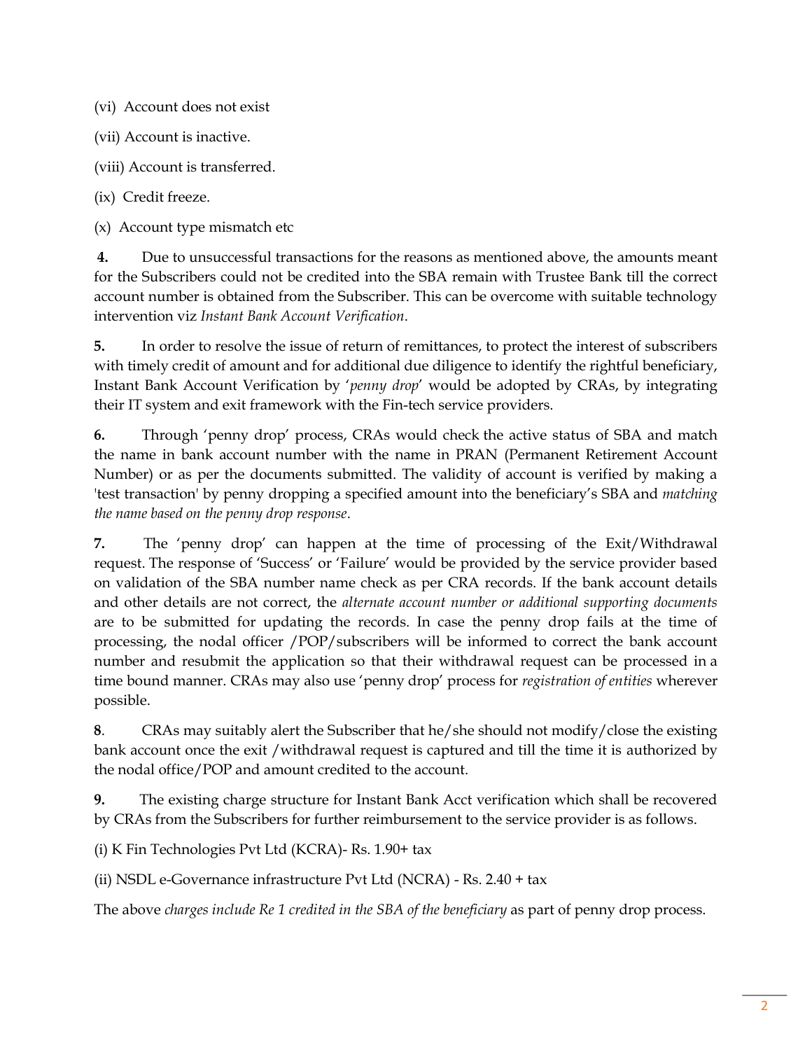(vi) Account does not exist

(vii) Account is inactive.

(viii) Account is transferred.

(ix) Credit freeze.

(x) Account type mismatch etc

**4.** Due to unsuccessful transactions for the reasons as mentioned above, the amounts meant for the Subscribers could not be credited into the SBA remain with Trustee Bank till the correct account number is obtained from the Subscriber. This can be overcome with suitable technology intervention viz *Instant Bank Account Verification*.

**5.** In order to resolve the issue of return of remittances, to protect the interest of subscribers with timely credit of amount and for additional due diligence to identify the rightful beneficiary, Instant Bank Account Verification by '*penny drop*' would be adopted by CRAs, by integrating their IT system and exit framework with the Fin-tech service providers.

**6.** Through 'penny drop' process, CRAs would check the active status of SBA and match the name in bank account number with the name in PRAN (Permanent Retirement Account Number) or as per the documents submitted. The validity of account is verified by making a 'test transaction' by penny dropping a specified amount into the beneficiary's SBA and *matching the name based on the penny drop response*.

**7.** The 'penny drop' can happen at the time of processing of the Exit/Withdrawal request. The response of 'Success' or 'Failure' would be provided by the service provider based on validation of the SBA number name check as per CRA records. If the bank account details and other details are not correct, the *alternate account number or additional supporting documents* are to be submitted for updating the records. In case the penny drop fails at the time of processing, the nodal officer /POP/subscribers will be informed to correct the bank account number and resubmit the application so that their withdrawal request can be processed in a time bound manner. CRAs may also use 'penny drop' process for *registration of entities* wherever possible.

**8**. CRAs may suitably alert the Subscriber that he/she should not modify/close the existing bank account once the exit /withdrawal request is captured and till the time it is authorized by the nodal office/POP and amount credited to the account.

**9.** The existing charge structure for Instant Bank Acct verification which shall be recovered by CRAs from the Subscribers for further reimbursement to the service provider is as follows.

(i) K Fin Technologies Pvt Ltd (KCRA)- Rs. 1.90+ tax

(ii) NSDL e-Governance infrastructure Pvt Ltd (NCRA) - Rs. 2.40 + tax

The above *charges include Re 1 credited in the SBA of the beneficiary* as part of penny drop process.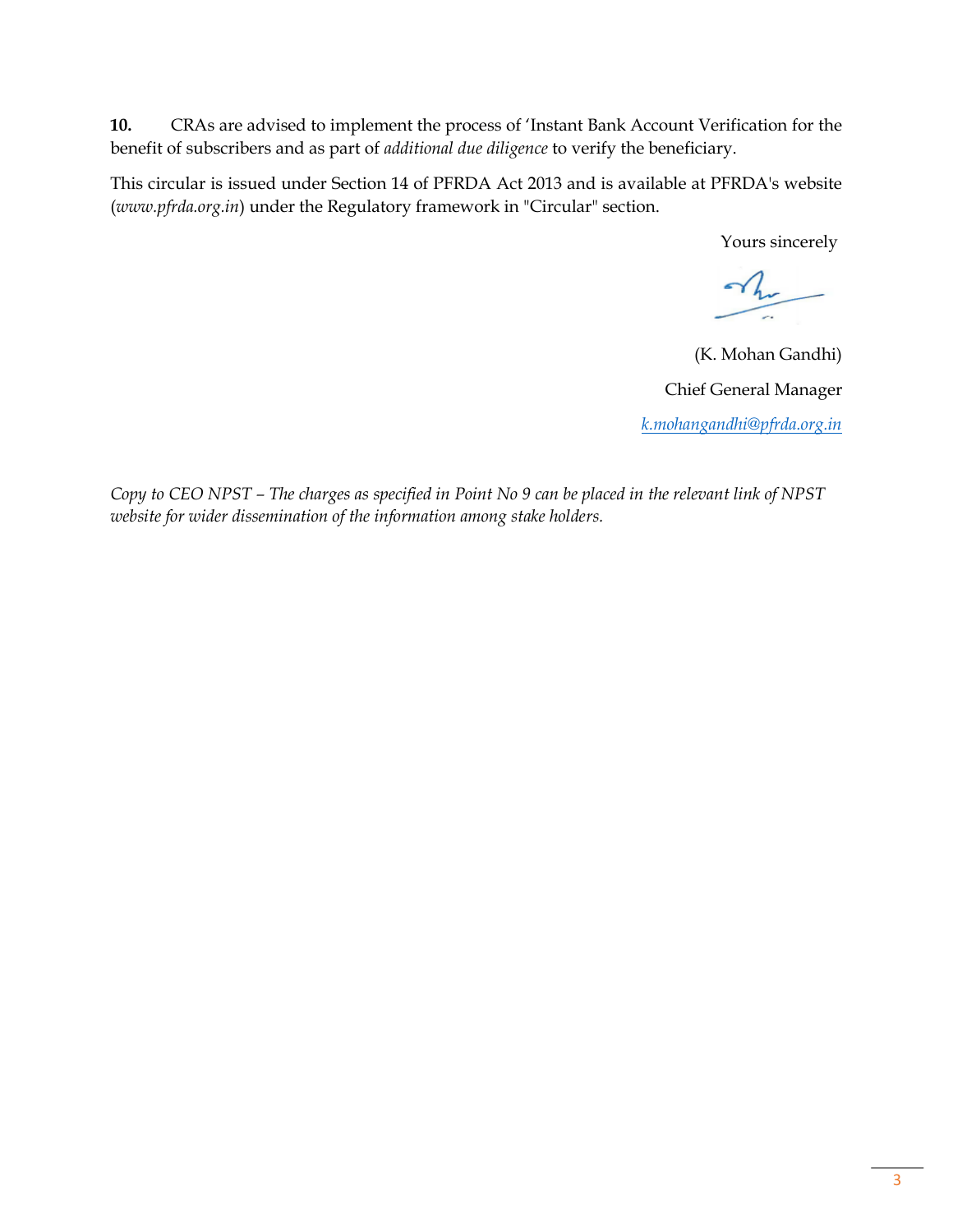**10.** CRAs are advised to implement the process of 'Instant Bank Account Verification for the benefit of subscribers and as part of *additional due diligence* to verify the beneficiary.

This circular is issued under Section 14 of PFRDA Act 2013 and is available at PFRDA's website (*www.pfrda.org.in*) under the Regulatory framework in "Circular" section.

Yours sincerely

(K. Mohan Gandhi)

Chief General Manager

*k.mohangandhi@pfrda.org.in*

*Copy to CEO NPST – The charges as specified in Point No 9 can be placed in the relevant link of NPST website for wider dissemination of the information among stake holders.*